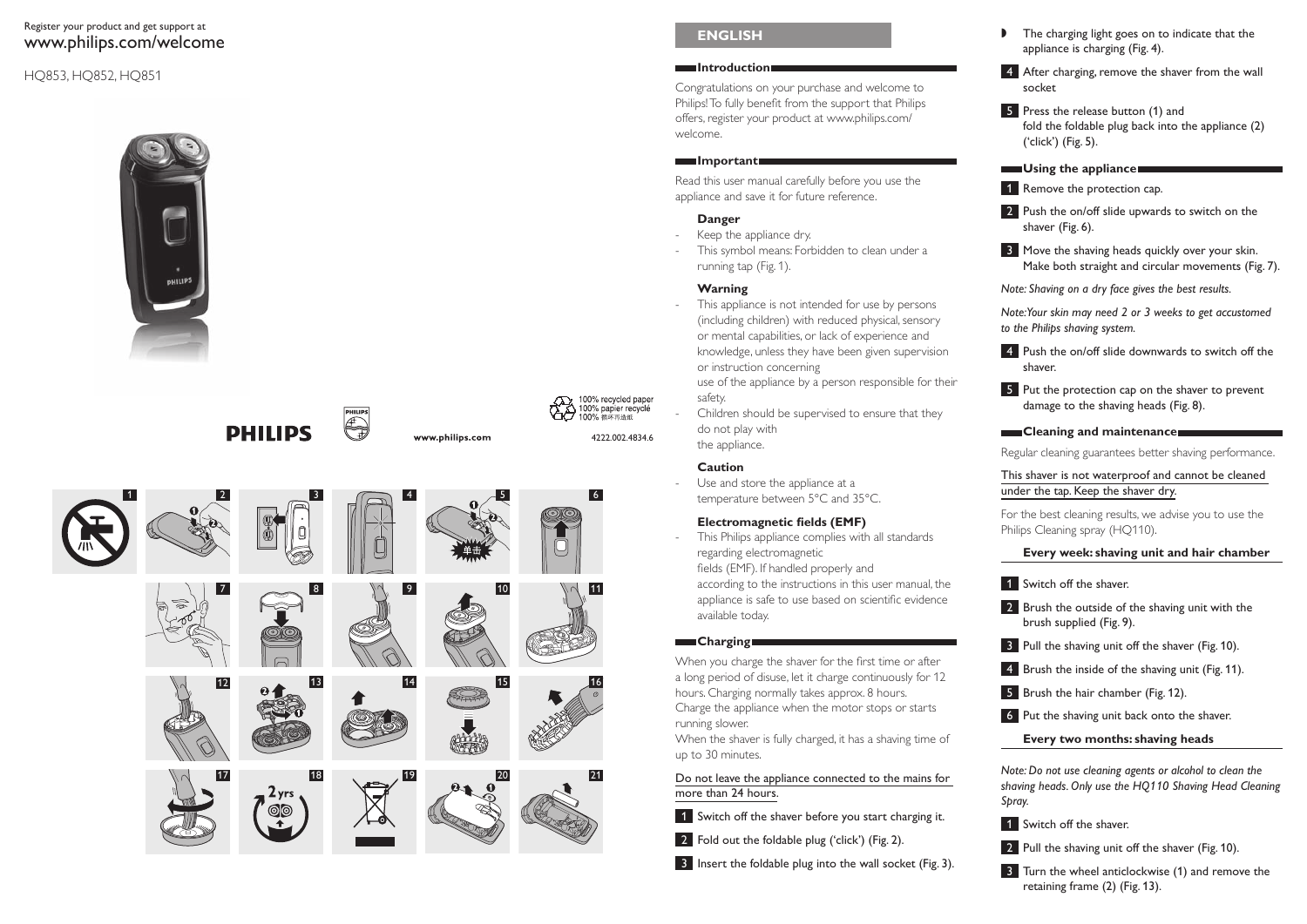Register your product and get support at
www.philips.com/welcome

HQ853, HQ852, HQ851

PHILIPS

www.philips.com

4222.002.4834.6

100% recycled paper
100% papier recyclé
100% 循环再造纸

## ENGLISH

### Introduction

Congratulations on your purchase and welcome to Philips! To fully benefit from the support that Philips offers, register your product at www.philips.com/welcome.

### Important

Read this user manual carefully before you use the appliance and save it for future reference.

#### Danger

- Keep the appliance dry.
- This symbol means: Forbidden to clean under a running tap (Fig. 1).

#### Warning

- This appliance is not intended for use by persons (including children) with reduced physical, sensory or mental capabilities, or lack of experience and knowledge, unless they have been given supervision or instruction concerning use of the appliance by a person responsible for their safety.
- Children should be supervised to ensure that they do not play with the appliance.

#### Caution

- Use and store the appliance at a temperature between 5°C and 35°C.

#### Electromagnetic fields (EMF)

- This Philips appliance complies with all standards regarding electromagnetic fields (EMF). If handled properly and according to the instructions in this user manual, the appliance is safe to use based on scientific evidence available today.

### Charging

When you charge the shaver for the first time or after a long period of disuse, let it charge continuously for 12 hours. Charging normally takes approx. 8 hours.
Charge the appliance when the motor stops or starts running slower.
When the shaver is fully charged, it has a shaving time of up to 30 minutes.

Do not leave the appliance connected to the mains for more than 24 hours.

1. Switch off the shaver before you start charging it.
2. Fold out the foldable plug ('click') (Fig. 2).
3. Insert the foldable plug into the wall socket (Fig. 3).

- The charging light goes on to indicate that the appliance is charging (Fig. 4).

4. After charging, remove the shaver from the wall socket
5. Press the release button (1) and fold the foldable plug back into the appliance (2) ('click') (Fig. 5).

### Using the appliance

1. Remove the protection cap.
2. Push the on/off slide upwards to switch on the shaver (Fig. 6).
3. Move the shaving heads quickly over your skin. Make both straight and circular movements (Fig. 7).

*Note: Shaving on a dry face gives the best results.*

*Note: Your skin may need 2 or 3 weeks to get accustomed to the Philips shaving system.*

4. Push the on/off slide downwards to switch off the shaver.
5. Put the protection cap on the shaver to prevent damage to the shaving heads (Fig. 8).

### Cleaning and maintenance

Regular cleaning guarantees better shaving performance.

This shaver is not waterproof and cannot be cleaned under the tap. Keep the shaver dry.

For the best cleaning results, we advise you to use the Philips Cleaning spray (HQ110).

#### Every week: shaving unit and hair chamber

1. Switch off the shaver.
2. Brush the outside of the shaving unit with the brush supplied (Fig. 9).
3. Pull the shaving unit off the shaver (Fig. 10).
4. Brush the inside of the shaving unit (Fig. 11).
5. Brush the hair chamber (Fig. 12).
6. Put the shaving unit back onto the shaver.

#### Every two months: shaving heads

*Note: Do not use cleaning agents or alcohol to clean the shaving heads. Only use the HQ110 Shaving Head Cleaning Spray.*

1. Switch off the shaver.
2. Pull the shaving unit off the shaver (Fig. 10).
3. Turn the wheel anticlockwise (1) and remove the retaining frame (2) (Fig. 13).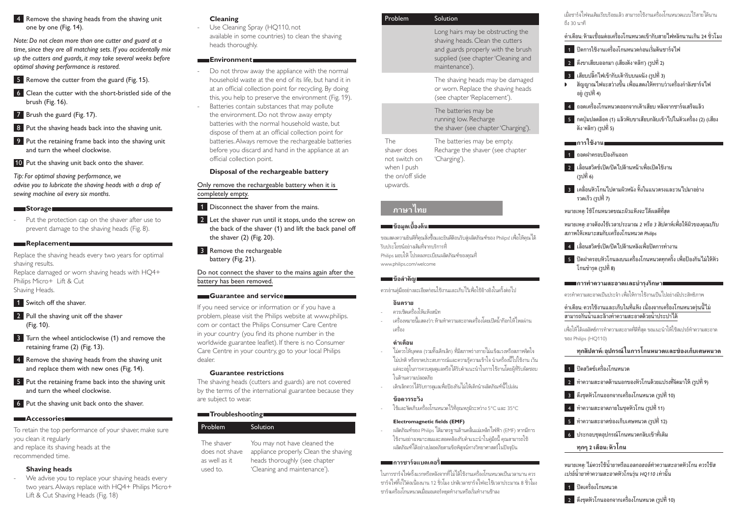4 Remove the shaving heads from the shaving unit one by one (Fig. 14).

*Note: Do not clean more than one cutter and guard at a time, since they are all matching sets. If you accidentally mix up the cutters and guards, it may take several weeks before optimal shaving performance is restored.*

5 Remove the cutter from the guard (Fig. 15).

6 Clean the cutter with the short-bristled side of the brush (Fig. 16).

7 Brush the guard (Fig. 17).

8 Put the shaving heads back into the shaving unit.

9 Put the retaining frame back into the shaving unit and turn the wheel clockwise.

10 Put the shaving unit back onto the shaver.

*Tip: For optimal shaving performance, we advise you to lubricate the shaving heads with a drop of sewing machine oil every six months.*

## Storage

- Put the protection cap on the shaver after use to prevent damage to the shaving heads (Fig. 8).

## Replacement

Replace the shaving heads every two years for optimal shaving results.
Replace damaged or worn shaving heads with HQ4+ Philips Micro+ Lift & Cut Shaving Heads.

1 Switch off the shaver.

2 Pull the shaving unit off the shaver (Fig. 10).

3 Turn the wheel anticlockwise (1) and remove the retaining frame (2) (Fig. 13).

4 Remove the shaving heads from the shaving unit and replace them with new ones (Fig. 14).

5 Put the retaining frame back into the shaving unit and turn the wheel clockwise.

6 Put the shaving unit back onto the shaver.

## Accessories

To retain the top performance of your shaver, make sure you clean it regularly and replace its shaving heads at the recommended time.

### Shaving heads

- We advise you to replace your shaving heads every two years. Always replace with HQ4+ Philips Micro+ Lift & Cut Shaving Heads (Fig. 18)

### Cleaning

- Use Cleaning Spray (HQ110, not available in some countries) to clean the shaving heads thoroughly.

## Environment

- Do not throw away the appliance with the normal household waste at the end of its life, but hand it in at an official collection point for recycling. By doing this, you help to preserve the environment (Fig. 19).
- Batteries contain substances that may pollute the environment. Do not throw away empty batteries with the normal household waste, but dispose of them at an official collection point for batteries. Always remove the rechargeable batteries before you discard and hand in the appliance at an official collection point.

### Disposal of the rechargeable battery

Only remove the rechargeable battery when it is completely empty.

1 Disconnect the shaver from the mains.

2 Let the shaver run until it stops, undo the screw on the back of the shaver (1) and lift the back panel off the shaver (2) (Fig. 20).

3 Remove the rechargeable battery (Fig. 21).

Do not connect the shaver to the mains again after the battery has been removed.

## Guarantee and service

If you need service or information or if you have a problem, please visit the Philips website at www.philips.com or contact the Philips Consumer Care Centre in your country (you find its phone number in the worldwide guarantee leaflet). If there is no Consumer Care Centre in your country, go to your local Philips dealer.

### Guarantee restrictions

The shaving heads (cutters and guards) are not covered by the terms of the international guarantee because they are subject to wear.

## Troubleshooting

| Problem | Solution |
|---|---|
| The shaver does not shave as well as it used to. | You may not have cleaned the appliance properly. Clean the shaving heads thoroughly (see chapter 'Cleaning and maintenance'). |
| | Long hairs may be obstructing the shaving heads. Clean the cutters and guards properly with the brush supplied (see chapter 'Cleaning and maintenance'). |
| | The shaving heads may be damaged or worn. Replace the shaving heads (see chapter 'Replacement'). |
| | The batteries may be running low. Recharge the shaver (see chapter 'Charging'). |
| The shaver does not switch on when I push the on/off slide upwards. | The batteries may be empty. Recharge the shaver (see chapter 'Charging'). |

# ภาษาไทย

## ข้อมูลเบื้องต้น

ขอแสดงความยินดีที่คุณสั่งซื้อและยินดีต้อนรับสู่ผลิตภัณฑ์ของ Philips! เพื่อให้คุณได้รับประโยชน์อย่างเต็มที่จากบริการที่ Philips มอบให้ โปรดลงทะเบียนผลิตภัณฑ์ของคุณที่ www.philips.com/welcome

## ข้อสำคัญ

ควรอ่านคู่มืออย่างละเอียดก่อนใช้งานและเก็บไว้เพื่อใช้อ้างอิงในครั้งต่อไป

### อันตราย

- ควรเช็ดเครื่องให้แห้งสนิท
- เครื่องหมายนี้แสดงว่า: ห้ามทำความสะอาดเครื่องโดยเปิดน้ำก๊อกให้ไหลผ่านเครื่อง

### คำเตือน

- ไม่ควรให้บุคคล (รวมทั้งเด็กเล็ก) ที่มีสภาพร่างกายไม่แข็งแรงหรือสภาพจิตใจไม่ปกติ หรือขาดประสบการณ์และความรู้ความเข้าใจ นำเครื่องนี้ไปใช้งาน เว้นแต่จะอยู่ในการควบคุมดูแลหรือได้รับคำแนะนำในการใช้งานโดยผู้ที่รับผิดชอบในด้านความปลอดภัย
- เด็กเล็กควรได้รับการดูแลเพื่อป้องกันไม่ให้เด็กนำผลิตภัณฑ์นี้ไปเล่น

### ข้อควรระวัง

- ใช้และจัดเก็บเครื่องโกนหนวดไว้ที่อุณหภูมิระหว่าง 5°C และ 35°C

### Electromagnetic fields (EMF)

- ผลิตภัณฑ์ของ Philips ได้มาตรฐานด้านคลื่นแม่เหล็กไฟฟ้า (EMF) หากมีการใช้งานอย่างเหมาะสมและสอดคล้องกับคำแนะนำในคู่มือนี้ คุณสามารถใช้ผลิตภัณฑ์ได้อย่างปลอดภัยตามข้อพิสูจน์ทางวิทยาศาสตร์ในปัจจุบัน

## การชาร์จแบตเตอรี่

ในการชาร์จไฟครั้งแรกหรือหลังจากที่ไม่ได้ใช้งานเครื่องโกนหนวดเป็นเวลานาน ควรชาร์จไฟทิ้งไว้ต่อเนื่องนาน 12 ชั่วโมง ปกติเวลาชาร์จไฟจะใช้เวลาประมาณ 8 ชั่วโมง ชาร์จเครื่องโกนหนวดเมื่อมอเตอร์หยุดทำงานหรือเริ่มทำงานช้าลง

เมื่อชาร์จไฟจนเต็มเรียบร้อยแล้ว สามารถใช้งานเครื่องโกนหนวดแบบไร้สายได้นานถึง 30 นาที

คำเตือน: ห้ามเชื่อมต่อเครื่องโกนหนวดเข้ากับสายไฟหลักนานเกิน 24 ชั่วโมง

1 ปิดการใช้งานเครื่องโกนหนวดก่อนเริ่มต้นชาร์จไฟ

2 ดึงขาเสียบออกมา (เสียงดัง 'คลิก') (รูปที่ 2)

3 เสียบปลั๊กไฟเข้ากับเต้ารับบนผนัง (รูปที่ 3)

- สัญญาณไฟจะสว่างขึ้น เพื่อแสดงให้ทราบว่าเครื่องกำลังชาร์จไฟอยู่ (รูปที่ 4)

4 ถอดเครื่องโกนหนวดออกจากเต้าเสียบ หลังจากชาร์จเสร็จแล้ว

5 กดปุ่มปลดล็อค (1) แล้วพับขาเสียบกลับเข้าไปในตัวเครื่อง (2) (เสียงดัง 'คลิก') (รูปที่ 5)

## การใช้งาน

1 ถอดฝาครอบป้องกันออก

2 เลื่อนสวิตช์เปิด/ปิดไปด้านหน้าเพื่อเปิดใช้งาน (รูปที่ 6)

3 เคลื่อนหัวโกนไปตามผิวหนัง ทั้งในแนวตรงและวนไปมาอย่างรวดเร็ว (รูปที่ 7)

*หมายเหตุ: ใช้โกนหนวดขณะผิวแห้งจะได้ผลดีที่สุด*

*หมายเหตุ: อาจต้องใช้เวลาประมาณ 2 หรือ 3 สัปดาห์เพื่อให้ผิวของคุณปรับสภาพให้เหมาะสมกับเครื่องโกนหนวด Philips*

4 เลื่อนสวิตช์เปิด/ปิดไปด้านหลังเพื่อปิดการทำงาน

5 ปิดฝาครอบหัวโกนลงบนเครื่องโกนหนวดทุกครั้ง เพื่อป้องกันไม่ให้หัวโกนชำรุด (รูปที่ 8)

## การทำความสะอาดและบำรุงรักษา

ควรทำความสะอาดเป็นประจำ เพื่อให้การใช้งานเป็นไปอย่างมีประสิทธิภาพ

คำเตือน: ควรใช้งานและเก็บในที่แห้ง เนื่องจากเครื่องโกนหนวดรุ่นนี้ไม่สามารถกันน้ำและล้างทำความสะอาดด้วยน้ำประปาได้

เพื่อให้ได้ผลลัพธ์การทำความสะอาดที่ดีที่สุด ขอแนะนำให้ใช้สเปรย์ทำความสะอาดของ Philips (HQ110)

### ทุกสัปดาห์: อุปกรณ์ในการโกนหนวดและช่องเก็บเศษหนวด

1 ปิดสวิตช์เครื่องโกนหนวด

2 ทำความสะอาดด้านนอกของหัวโกนด้วยแปรงที่จัดมาให้ (รูปที่ 9)

3 ดึงชุดหัวโกนออกจากเครื่องโกนหนวด (รูปที่ 10)

4 ทำความสะอาดภายในชุดหัวโกน (รูปที่ 11)

5 ทำความสะอาดช่องเก็บเศษหนวด (รูปที่ 12)

6 ประกอบชุดอุปกรณ์โกนหนวดกลับเข้าที่เดิม

### ทุกๆ 2 เดือน: หัวโกน

*หมายเหตุ: ไม่ควรใช้น้ำยาหรือแอลกอฮอล์ทำความสะอาดหัวโกน ควรใช้สเปรย์น้ำยาทำความสะอาดหัวโกนรุ่น HQ110 เท่านั้น*

1 ปิดเครื่องโกนหนวด

2 ดึงชุดหัวโกนออกจากเครื่องโกนหนวด (รูปที่ 10)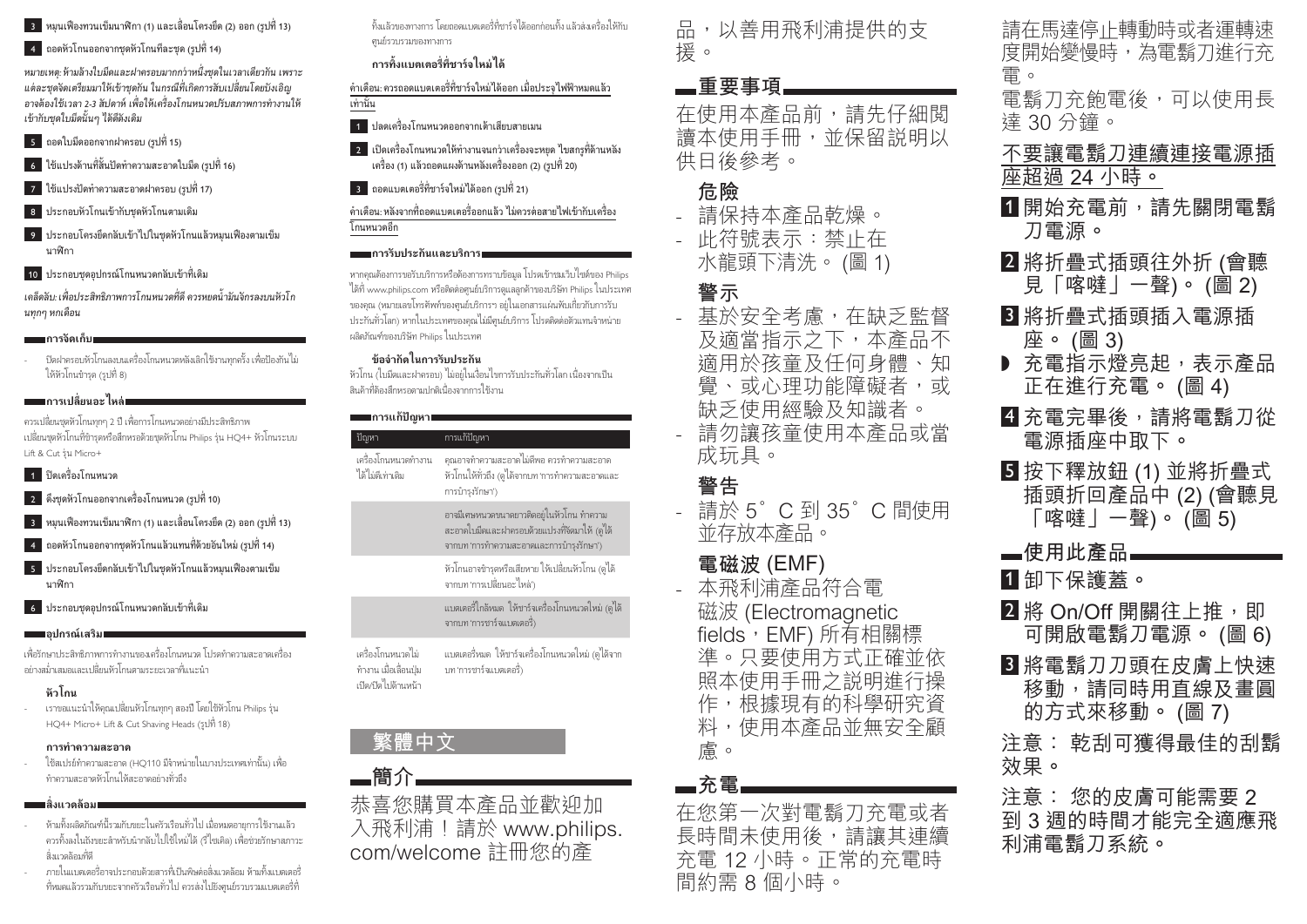3 หมุนเฟืองทวนเข็มนาฬิกา (1) และเลื่อนโครงยึด (2) ออก (รูปที่ 13)

4 ถอดหัวโกนออกจากชุดหัวโกนทีละชุด (รูปที่ 14)

*หมายเหตุ: ห้ามล้างใบมีดและฝาครอบมากกว่าหนึ่งชุดในเวลาเดียวกัน เพราะแต่ละชุดจัดเตรียมมาให้เข้าชุดกัน ในกรณีที่เกิดการสับเปลี่ยนโดยบังเอิญ อาจต้องใช้เวลา 2-3 สัปดาห์ เพื่อให้เครื่องโกนหนวดปรับสภาพการทำงานให้เข้ากับชุดใบมีดนั้นๆ ได้ดีดังเดิม*

5 ถอดใบมีดออกจากฝาครอบ (รูปที่ 15)

6 ใช้แปรงด้านที่สั้นปัดทำความสะอาดใบมีด (รูปที่ 16)

7 ใช้แปรงปัดทำความสะอาดฝาครอบ (รูปที่ 17)

8 ประกอบหัวโกนเข้ากับชุดหัวโกนตามเดิม

9 ประกอบโครงยึดกลับเข้าไปในชุดหัวโกนแล้วหมุนเฟืองตามเข็มนาฬิกา

10 ประกอบชุดอุปกรณ์โกนหนวดกลับเข้าที่เดิม

*เคล็ดลับ: เพื่อประสิทธิภาพการโกนหนวดที่ดี ควรหยดน้ำมันจักรลงบนหัวโกนทุกๆ หกเดือน*

## การจัดเก็บ

- ปิดฝาครอบหัวโกนลงบนเครื่องโกนหนวดหลังเลิกใช้งานทุกครั้ง เพื่อป้องกันไม่ให้หัวโกนชำรุด (รูปที่ 8)

## การเปลี่ยนอะไหล่

ควรเปลี่ยนชุดหัวโกนทุกๆ 2 ปี เพื่อการโกนหนวดอย่างมีประสิทธิภาพ เปลี่ยนชุดหัวโกนที่ชำรุดหรือสึกหรอด้วยชุดหัวโกน Philips รุ่น HQ4+ หัวโกนระบบ Lift & Cut รุ่น Micro+

1 ปิดเครื่องโกนหนวด

2 ดึงชุดหัวโกนออกจากเครื่องโกนหนวด (รูปที่ 10)

3 หมุนเฟืองทวนเข็มนาฬิกา (1) และเลื่อนโครงยึด (2) ออก (รูปที่ 13)

4 ถอดหัวโกนออกจากชุดหัวโกนแล้วแทนที่ด้วยอันใหม่ (รูปที่ 14)

5 ประกอบโครงยึดกลับเข้าไปในชุดหัวโกนแล้วหมุนเฟืองตามเข็มนาฬิกา

6 ประกอบชุดอุปกรณ์โกนหนวดกลับเข้าที่เดิม

## อุปกรณ์เสริม

เพื่อรักษาประสิทธิภาพการทำงานของเครื่องโกนหนวด โปรดทำความสะอาดเครื่องอย่างสม่ำเสมอและเปลี่ยนหัวโกนตามระยะเวลาที่แนะนำ

### หัวโกน

- เราขอแนะนำให้คุณเปลี่ยนหัวโกนทุกๆ สองปี โดยใช้หัวโกน Philips รุ่น HQ4+ Micro+ Lift & Cut Shaving Heads (รูปที่ 18)

### การทำความสะอาด

- ใช้สเปรย์ทำความสะอาด (HQ110 มีจำหน่ายในบางประเทศเท่านั้น) เพื่อทำความสะอาดหัวโกนให้สะอาดอย่างทั่วถึง

## สิ่งแวดล้อม

- ห้ามทิ้งผลิตภัณฑ์นี้รวมกับขยะในครัวเรือนทั่วไป เมื่อหมดอายุการใช้งานแล้ว ควรทิ้งลงในถังขยะสำหรับนำกลับไปใช้ใหม่ได้ (รีไซเคิล) เพื่อช่วยรักษาสภาวะสิ่งแวดล้อมที่ดี
- ภายในแบตเตอรี่อาจประกอบด้วยสารที่เป็นพิษต่อสิ่งแวดล้อม ห้ามทิ้งแบตเตอรี่ที่หมดแล้วรวมกับขยะครัวเรือนทั่วไป ควรส่งไปยังศูนย์รวบรวมแบตเตอรี่ที่ทิ้งแล้วของทางการ โดยถอดแบตเตอรี่ที่ชาร์จใหม่ได้ออกก่อนทิ้ง แล้วส่งเครื่องให้กับศูนย์รวบรวมของทางการ

### การทิ้งแบตเตอรี่ที่ชาร์จใหม่ได้

คำเตือน: ควรถอดแบตเตอรี่ที่ชาร์จใหม่ได้ออก เมื่อประจุไฟฟ้าหมดแล้วเท่านั้น

1 ปลดเครื่องโกนหนวดออกจากเต้าเสียบสายเมน

2 เปิดเครื่องโกนหนวดให้ทำงานจนกว่าเครื่องจะหยุด ไขสกรูที่ด้านหลังเครื่อง (1) แล้วถอดแผงด้านหลังเครื่องออก (2) (รูปที่ 20)

3 ถอดแบตเตอรี่ที่ชาร์จใหม่ได้ออก (รูปที่ 21)

คำเตือน: หลังจากที่ถอดแบตเตอรี่ออกแล้ว ไม่ควรต่อสายไฟเข้ากับเครื่องโกนหนวดอีก

## การรับประกันและบริการ

หากคุณต้องการขอรับบริการหรือต้องการทราบข้อมูล โปรดเข้าชมเว็บไซต์ของ Philips ได้ที่ www.philips.com หรือติดต่อศูนย์บริการดูแลลูกค้าของบริษัท Philips ในประเทศของคุณ (หมายเลขโทรศัพท์ของศูนย์บริการฯ อยู่ในเอกสารแผ่นพับเกี่ยวกับการรับประกันทั่วโลก) หากในประเทศของคุณไม่มีศูนย์บริการ โปรดติดต่อตัวแทนจำหน่ายผลิตภัณฑ์ของบริษัท Philips ในประเทศ

### ข้อจำกัดในการรับประกัน

หัวโกน (ใบมีดและฝาครอบ) ไม่อยู่ในเงื่อนไขการรับประกันทั่วโลก เนื่องจากเป็นสินค้าที่ต้องสึกหรอตามปกติเนื่องจากการใช้งาน

## การแก้ปัญหา

| ปัญหา | การแก้ปัญหา |
|---|---|
| เครื่องโกนหนวดทำงานได้ไม่ดีเท่าเดิม | คุณอาจทำความสะอาดไม่ดีพอ ควรทำความสะอาดหัวโกนให้ทั่วถึง (ดูได้จากบท 'การทำความสะอาดและการบำรุงรักษา') |
| | อาจมีเศษหนวดขนาดยาวติดอยู่ในหัวโกน ทำความสะอาดใบมีดและฝาครอบด้วยแปรงที่จัดมาให้ (ดูได้จากบท 'การทำความสะอาดและการบำรุงรักษา') |
| | หัวโกนอาจชำรุดหรือเสียหาย ให้เปลี่ยนหัวโกน (ดูได้จากบท 'การเปลี่ยนอะไหล่') |
| | แบตเตอรี่ใกล้หมด ให้ชาร์จเครื่องโกนหนวดใหม่ (ดูได้จากบท 'การชาร์จแบตเตอรี่') |
| เครื่องโกนหนวดไม่ทำงาน เมื่อเลื่อนปุ่มเปิด/ปิดไปด้านหน้า | แบตเตอรี่หมด ให้ชาร์จเครื่องโกนหนวดใหม่ (ดูได้จากบท 'การชาร์จแบตเตอรี่') |

# 繁體中文

## 簡介

恭喜您購買本產品並歡迎加入飛利浦！請於 www.philips.com/welcome 註冊您的產品，以善用飛利浦提供的支援。

## 重要事項

在使用本產品前，請先仔細閱讀本使用手冊，並保留說明以供日後參考。

### 危險

- 請保持本產品乾燥。
- 此符號表示：禁止在水龍頭下清洗。 (圖 1)

### 警示

- 基於安全考慮，在缺乏監督及適當指示之下，本產品不適用於孩童及任何身體、知覺、或心理功能障礙者，或缺乏使用經驗及知識者。
- 請勿讓孩童使用本產品或當成玩具。

### 警告

- 請於 5˚ C 到 35˚ C 間使用並存放本產品。

### 電磁波 (EMF)

- 本飛利浦產品符合電磁波 (Electromagnetic fields，EMF) 所有相關標準。只要使用方式正確並依照本使用手冊之說明進行操作，根據現有的科學研究資料，使用本產品並無安全顧慮。

## 充電

在您第一次對電鬍刀充電或者長時間未使用後，請讓其連續充電 12 小時。正常的充電時間約需 8 個小時。

請在馬達停止轉動時或者運轉速度開始變慢時，為電鬍刀進行充電。

電鬍刀充飽電後，可以使用長達 30 分鐘。

不要讓電鬍刀連續連接電源插座超過 24 小時。

1 開始充電前，請先關閉電鬍刀電源。

2 將折疊式插頭往外折 (會聽見「喀噠」一聲)。 (圖 2)

3 將折疊式插頭插入電源插座。 (圖 3)

- 充電指示燈亮起，表示產品正在進行充電。 (圖 4)

4 充電完畢後，請將電鬍刀從電源插座中取下。

5 按下釋放鈕 (1) 並將折疊式插頭折回產品中 (2) (會聽見「喀噠」一聲)。 (圖 5)

## 使用此產品

1 卸下保護蓋。

2 將 On/Off 開關往上推，即可開啟電鬍刀電源。 (圖 6)

3 將電鬍刀刀頭在皮膚上快速移動，請同時用直線及畫圓的方式來移動。 (圖 7)

注意： 乾刮可獲得最佳的刮鬍效果。

注意： 您的皮膚可能需要 2 到 3 週的時間才能完全適應飛利浦電鬍刀系統。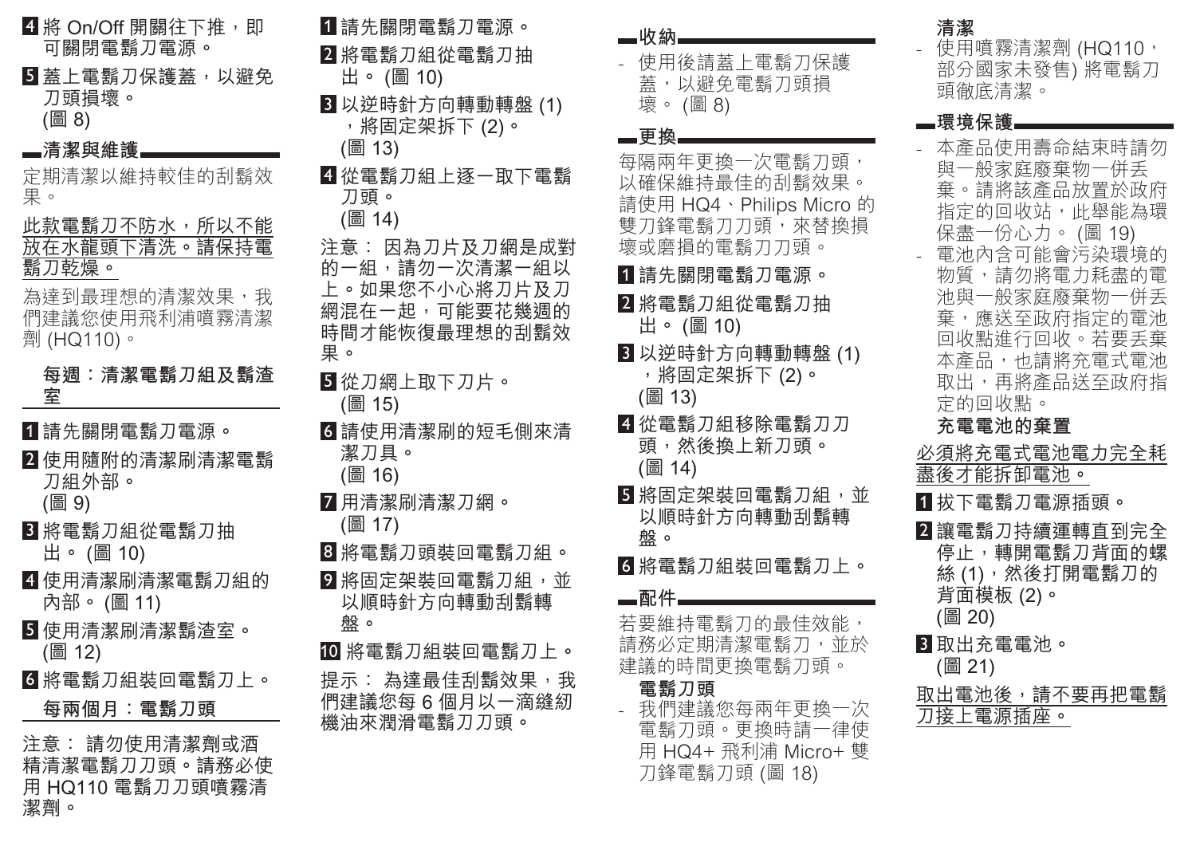4 將 On/Off 開關往下推，即可關閉電鬍刀電源。

5 蓋上電鬍刀保護蓋，以避免刀頭損壞。
(圖 8)

## 清潔與維護

定期清潔以維持較佳的刮鬍效果。

此款電鬍刀不防水，所以不能放在水龍頭下清洗。請保持電鬍刀乾燥。

為達到最理想的清潔效果，我們建議您使用飛利浦噴霧清潔劑 (HQ110)。

### 每週：清潔電鬍刀組及鬍渣室

1 請先關閉電鬍刀電源。

2 使用隨附的清潔刷清潔電鬍刀組外部。
(圖 9)

3 將電鬍刀組從電鬍刀抽出。 (圖 10)

4 使用清潔刷清潔電鬍刀組的內部。 (圖 11)

5 使用清潔刷清潔鬍渣室。
(圖 12)

6 將電鬍刀組裝回電鬍刀上。

### 每兩個月：電鬍刀頭

注意： 請勿使用清潔劑或酒精清潔電鬍刀刀頭。請務必使用 HQ110 電鬍刀刀頭噴霧清潔劑。

1 請先關閉電鬍刀電源。

2 將電鬍刀組從電鬍刀抽出。 (圖 10)

3 以逆時針方向轉動轉盤 (1)，將固定架拆下 (2)。
(圖 13)

4 從電鬍刀組上逐一取下電鬍刀頭。
(圖 14)

注意： 因為刀片及刀網是成對的一組，請勿一次清潔一組以上。如果您不小心將刀片及刀網混在一起，可能要花幾週的時間才能恢復最理想的刮鬍效果。

5 從刀網上取下刀片。
(圖 15)

6 請使用清潔刷的短毛側來清潔刀具。
(圖 16)

7 用清潔刷清潔刀網。
(圖 17)

8 將電鬍刀頭裝回電鬍刀組。

9 將固定架裝回電鬍刀組，並以順時針方向轉動刮鬍轉盤。

10 將電鬍刀組裝回電鬍刀上。

提示： 為達最佳刮鬍效果，我們建議您每 6 個月以一滴縫紉機油來潤滑電鬍刀刀頭。

## 收納

- 使用後請蓋上電鬍刀保護蓋，以避免電鬍刀頭損壞。 (圖 8)

## 更換

每隔兩年更換一次電鬍刀頭，以確保維持最佳的刮鬍效果。請使用 HQ4、Philips Micro 的雙刀鋒電鬍刀刀頭，來替換損壞或磨損的電鬍刀刀頭。

1 請先關閉電鬍刀電源。

2 將電鬍刀組從電鬍刀抽出。 (圖 10)

3 以逆時針方向轉動轉盤 (1)，將固定架拆下 (2)。
(圖 13)

4 從電鬍刀組移除電鬍刀刀頭，然後換上新刀頭。
(圖 14)

5 將固定架裝回電鬍刀組，並以順時針方向轉動刮鬍轉盤。

6 將電鬍刀組裝回電鬍刀上。

## 配件

若要維持電鬍刀的最佳效能，請務必定期清潔電鬍刀，並於建議的時間更換電鬍刀頭。

### 電鬍刀頭

- 我們建議您每兩年更換一次電鬍刀頭。更換時請一律使用 HQ4+ 飛利浦 Micro+ 雙刀鋒電鬍刀頭 (圖 18)

### 清潔

- 使用噴霧清潔劑 (HQ110，部分國家未發售) 將電鬍刀頭徹底清潔。

## 環境保護

- 本產品使用壽命結束時請勿與一般家庭廢棄物一併丟棄。請將該產品放置於政府指定的回收站，此舉能為環保盡一份心力。 (圖 19)
- 電池內含可能會污染環境的物質，請勿將電力耗盡的電池與一般家庭廢棄物一併丟棄，應送至政府指定的電池回收點進行回收。若要丟棄本產品，也請將充電式電池取出，再將產品送至政府指定的回收點。

### 充電電池的棄置

必須將充電式電池電力完全耗盡後才能拆卸電池。

1 拔下電鬍刀電源插頭。

2 讓電鬍刀持續運轉直到完全停止，轉開電鬍刀背面的螺絲 (1)，然後打開電鬍刀的背面模板 (2)。
(圖 20)

3 取出充電電池。
(圖 21)

取出電池後，請不要再把電鬍刀接上電源插座。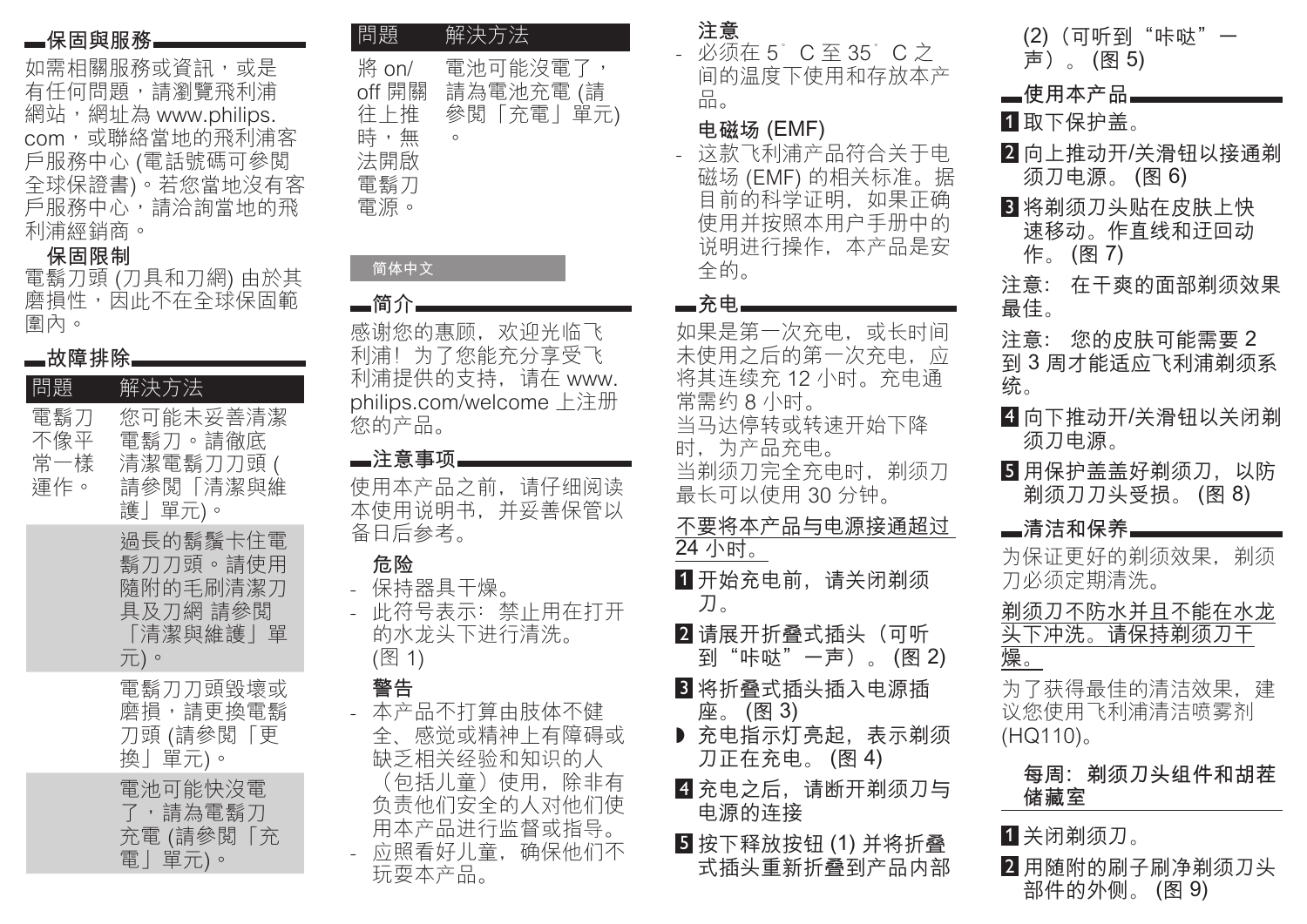## 保固與服務

如需相關服務或資訊，或是有任何問題，請瀏覽飛利浦網站，網址為 www.philips.com，或聯絡當地的飛利浦客戶服務中心 (電話號碼可參閱全球保證書)。若您當地沒有客戶服務中心，請洽詢當地的飛利浦經銷商。

### 保固限制

電鬍刀頭 (刀具和刀網) 由於其磨損性，因此不在全球保固範圍內。

## 故障排除

| 問題 | 解決方法 |
| --- | --- |
| 電鬍刀不像平常一樣運作。 | 您可能未妥善清潔電鬍刀。請徹底清潔電鬍刀刀頭 (請參閱「清潔與維護」單元)。 |
| | 過長的鬍鬚卡住電鬍刀刀頭。請使用隨附的毛刷清潔刀具及刀網 請參閱「清潔與維護」單元)。 |
| | 電鬍刀刀頭毀壞或磨損，請更換電鬍刀刀頭 (請參閱「更換」單元)。 |
| | 電池可能快沒電了，請為電鬍刀充電 (請參閱「充電」單元)。 |
| 將 on/off 開關往上推時，無法開啟電鬍刀電源。 | 電池可能沒電了，請為電池充電 (請參閱「充電」單元)。 |

简体中文

## 简介

感谢您的惠顾，欢迎光临飞利浦！为了您能充分享受飞利浦提供的支持，请在 www.philips.com/welcome 上注册您的产品。

## 注意事项

使用本产品之前，请仔细阅读本使用说明书，并妥善保管以备日后参考。

### 危险

- 保持器具干燥。
- 此符号表示：禁止用在打开的水龙头下进行清洗。(图 1)

### 警告

- 本产品不打算由肢体不健全、感觉或精神上有障碍或缺乏相关经验和知识的人（包括儿童）使用，除非有负责他们安全的人对他们使用本产品进行监督或指导。
- 应照看好儿童，确保他们不玩耍本产品。

### 注意

- 必须在 5°C 至 35°C 之间的温度下使用和存放本产品。

### 电磁场 (EMF)

- 这款飞利浦产品符合关于电磁场 (EMF) 的相关标准。据目前的科学证明，如果正确使用并按照本用户手册中的说明进行操作，本产品是安全的。

## 充电

如果是第一次充电，或长时间未使用之后的第一次充电，应将其连续充 12 小时。充电通常需约 8 小时。

当马达停转或转速开始下降时，为产品充电。

当剃须刀完全充电时，剃须刀最长可以使用 30 分钟。

不要将本产品与电源接通超过 24 小时。

1. 开始充电前，请关闭剃须刀。
2. 请展开折叠式插头（可听到“咔哒”一声）。(图 2)
3. 将折叠式插头插入电源插座。 (图 3)
   - 充电指示灯亮起，表示剃须刀正在充电。 (图 4)
4. 充电之后，请断开剃须刀与电源的连接
5. 按下释放按钮 (1) 并将折叠式插头重新折叠到产品内部 (2)（可听到“咔哒”一声）。 (图 5)

## 使用本产品

1. 取下保护盖。
2. 向上推动开/关滑钮以接通剃须刀电源。 (图 6)
3. 将剃须刀头贴在皮肤上快速移动。作直线和迂回动作。 (图 7)

注意： 在干爽的面部剃须效果最佳。

注意： 您的皮肤可能需要 2 到 3 周才能适应飞利浦剃须系统。

4. 向下推动开/关滑钮以关闭剃须刀电源。
5. 用保护盖盖好剃须刀，以防剃须刀刀头受损。 (图 8)

## 清洁和保养

为保证更好的剃须效果，剃须刀必须定期清洗。

剃须刀不防水并且不能在水龙头下冲洗。请保持剃须刀干燥。

为了获得最佳的清洁效果，建议您使用飞利浦清洁喷雾剂 (HQ110)。

### 每周：剃须刀头组件和胡茬储藏室

1. 关闭剃须刀。
2. 用随附的刷子刷净剃须刀头部件的外侧。 (图 9)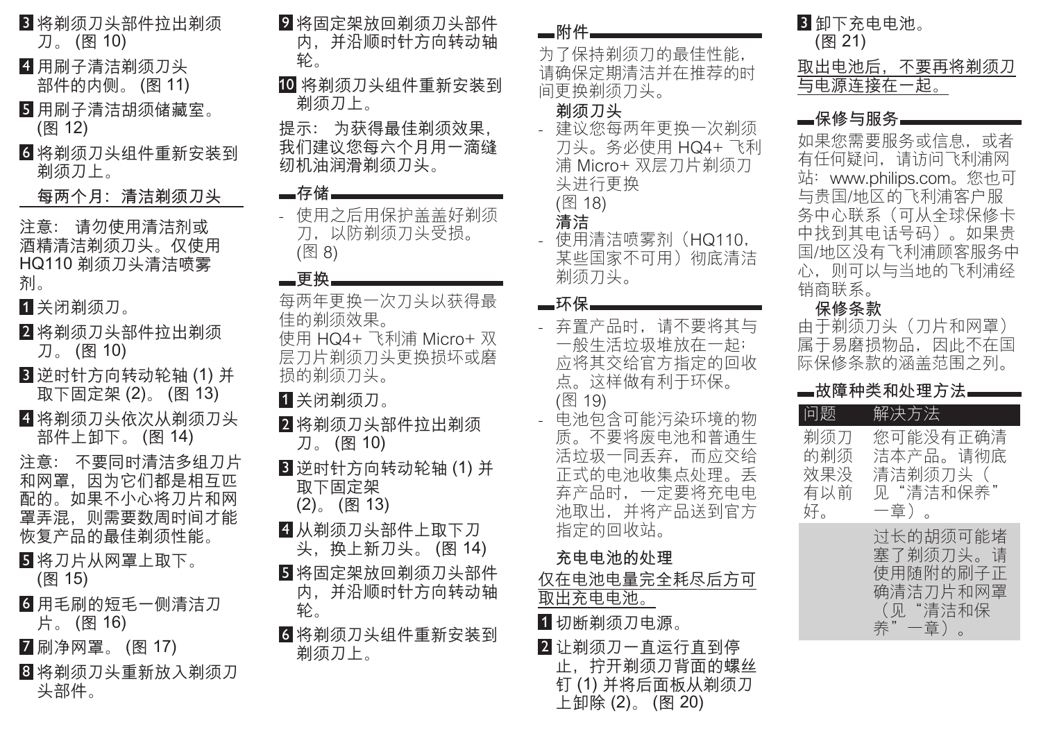3 将剃须刀头部件拉出剃须刀。 (图 10)

4 用刷子清洁剃须刀头部件的内侧。 (图 11)

5 用刷子清洁胡须储藏室。 (图 12)

6 将剃须刀头组件重新安装到剃须刀上。

### 每两个月：清洁剃须刀头

注意： 请勿使用清洁剂或酒精清洁剃须刀头。仅使用 HQ110 剃须刀头清洁喷雾剂。

1 关闭剃须刀。

2 将剃须刀头部件拉出剃须刀。 (图 10)

3 逆时针方向转动轮轴 (1) 并取下固定架 (2)。 (图 13)

4 将剃须刀头依次从剃须刀头部件上卸下。 (图 14)

注意： 不要同时清洁多组刀片和网罩，因为它们都是相互匹配的。如果不小心将刀片和网罩弄混，则需要数周时间才能恢复产品的最佳剃须性能。

5 将刀片从网罩上取下。 (图 15)

6 用毛刷的短毛一侧清洁刀片。 (图 16)

7 刷净网罩。 (图 17)

8 将剃须刀头重新放入剃须刀头部件。

9 将固定架放回剃须刀头部件内，并沿顺时针方向转动轴轮。

10 将剃须刀头组件重新安装到剃须刀上。

提示： 为获得最佳剃须效果，我们建议您每六个月用一滴缝纫机油润滑剃须刀头。

## 存储

- 使用之后用保护盖盖好剃须刀，以防剃须刀头受损。 (图 8)

## 更换

每两年更换一次刀头以获得最佳的剃须效果。
使用 HQ4+ 飞利浦 Micro+ 双层刀片剃须刀头更换损坏或磨损的剃须刀头。

1 关闭剃须刀。

2 将剃须刀头部件拉出剃须刀。 (图 10)

3 逆时针方向转动轮轴 (1) 并取下固定架 (2)。 (图 13)

4 从剃须刀头部件上取下刀头，换上新刀头。 (图 14)

5 将固定架放回剃须刀头部件内，并沿顺时针方向转动轴轮。

6 将剃须刀头组件重新安装到剃须刀上。

## 附件

为了保持剃须刀的最佳性能，请确保定期清洁并在推荐的时间更换剃须刀头。

### 剃须刀头

- 建议您每两年更换一次剃须刀头。务必使用 HQ4+ 飞利浦 Micro+ 双层刀片剃须刀头进行更换 (图 18)

### 清洁

- 使用清洁喷雾剂（HQ110，某些国家不可用）彻底清洁剃须刀头。

## 环保

- 弃置产品时，请不要将其与一般生活垃圾堆放在一起；应将其交给官方指定的回收点。这样做有利于环保。 (图 19)
- 电池包含可能污染环境的物质。不要将废电池和普通生活垃圾一同丢弃，而应交给正式的电池收集点处理。丢弃产品时，一定要将充电电池取出，并将产品送到官方指定的回收站。

### 充电电池的处理

仅在电池电量完全耗尽后方可取出充电电池。

1 切断剃须刀电源。

2 让剃须刀一直运行直到停止，拧开剃须刀背面的螺丝钉 (1) 并将后面板从剃须刀上卸除 (2)。 (图 20)

3 卸下充电电池。 (图 21)

取出电池后，不要再将剃须刀与电源连接在一起。

## 保修与服务

如果您需要服务或信息，或者有任何疑问，请访问飞利浦网站：www.philips.com。您也可与贵国/地区的飞利浦客户服务中心联系（可从全球保修卡中找到其电话号码）。如果贵国/地区没有飞利浦顾客服务中心，则可以与当地的飞利浦经销商联系。

### 保修条款

由于剃须刀头（刀片和网罩）属于易磨损物品，因此不在国际保修条款的涵盖范围之列。

## 故障种类和处理方法

| 问题 | 解决方法 |
|---|---|
| 剃须刀的剃须效果没有以前好。 | 您可能没有正确清洁本产品。请彻底清洁剃须刀头（见“清洁和保养”一章）。 |
| | 过长的胡须可能堵塞了剃须刀头。请使用随附的刷子正确清洁刀片和网罩（见“清洁和保养”一章）。 |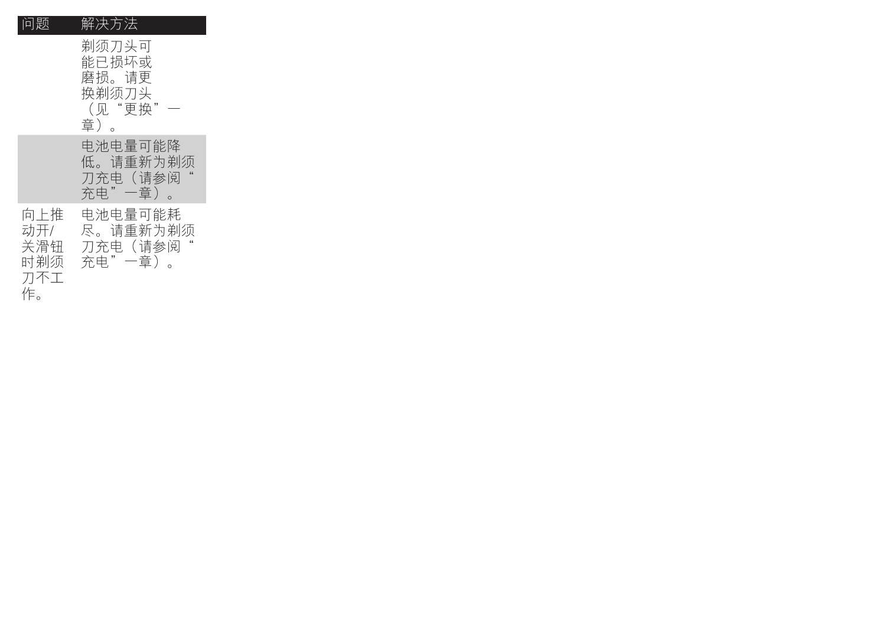| 问题 | 解决方法 |
| --- | --- |
| | 剃须刀头可能已损坏或磨损。请更换剃须刀头（见“更换”一章）。 |
| | 电池电量可能降低。请重新为剃须刀充电（请参阅“充电”一章）。 |
| 向上推动开/关滑钮时剃须刀不工作。 | 电池电量可能耗尽。请重新为剃须刀充电（请参阅“充电”一章）。 |